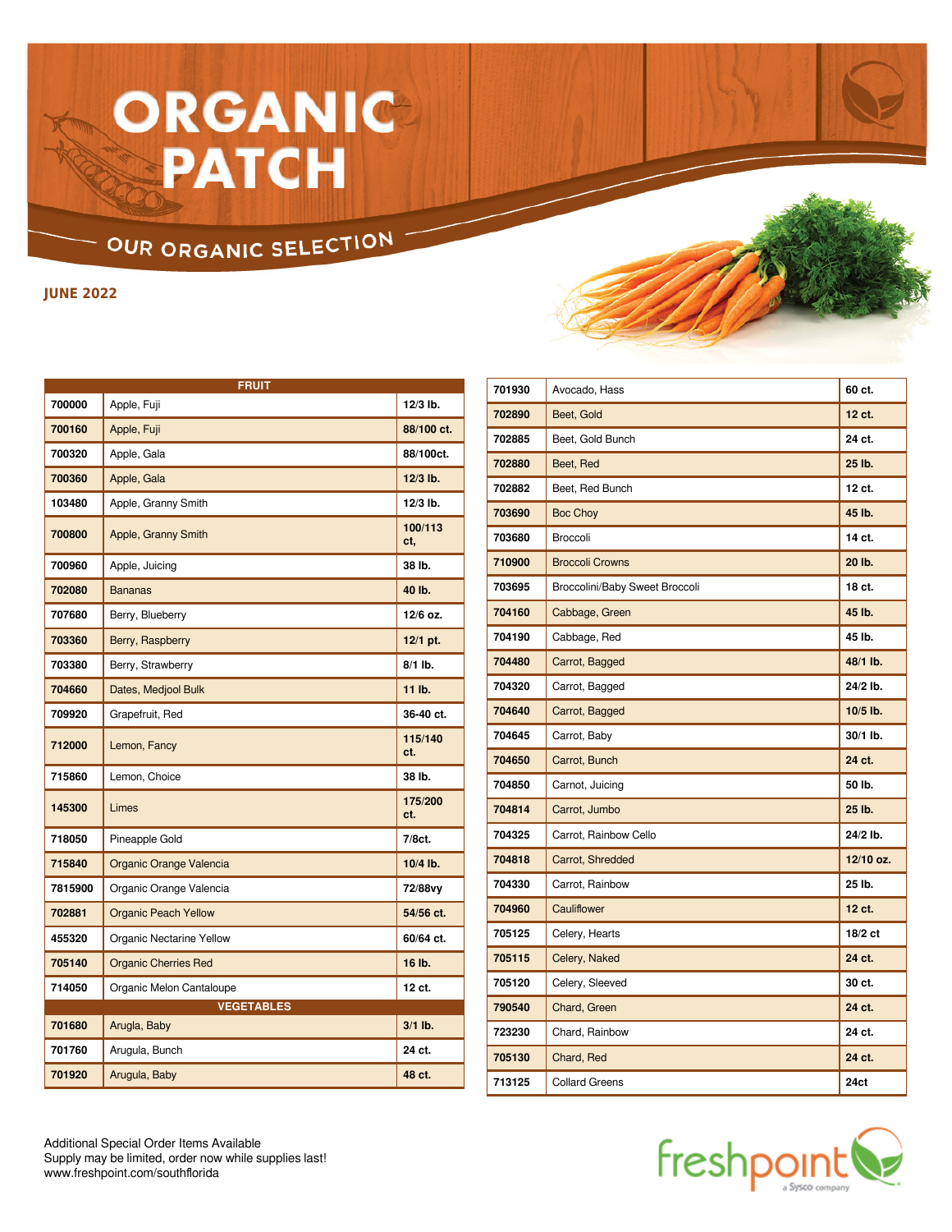# ORGANIC PATCH

## OUR ORGANIC SELECTION

**JUNE 2022**

| FRUIT | | |
|---|---|---|
| 700000 | Apple, Fuji | 12/3 lb. |
| 700160 | Apple, Fuji | 88/100 ct. |
| 700320 | Apple, Gala | 88/100ct. |
| 700360 | Apple, Gala | 12/3 lb. |
| 103480 | Apple, Granny Smith | 12/3 lb. |
| 700800 | Apple, Granny Smith | 100/113 ct, |
| 700960 | Apple, Juicing | 38 lb. |
| 702080 | Bananas | 40 lb. |
| 707680 | Berry, Blueberry | 12/6 oz. |
| 703360 | Berry, Raspberry | 12/1 pt. |
| 703380 | Berry, Strawberry | 8/1 lb. |
| 704660 | Dates, Medjool Bulk | 11 lb. |
| 709920 | Grapefruit, Red | 36-40 ct. |
| 712000 | Lemon, Fancy | 115/140 ct. |
| 715860 | Lemon, Choice | 38 lb. |
| 145300 | Limes | 175/200 ct. |
| 718050 | Pineapple Gold | 7/8ct. |
| 715840 | Organic Orange Valencia | 10/4 lb. |
| 7815900 | Organic Orange Valencia | 72/88vy |
| 702881 | Organic Peach Yellow | 54/56 ct. |
| 455320 | Organic Nectarine Yellow | 60/64 ct. |
| 705140 | Organic Cherries Red | 16 lb. |
| 714050 | Organic Melon Cantaloupe | 12 ct. |

| VEGETABLES | | |
|---|---|---|
| 701680 | Arugla, Baby | 3/1 lb. |
| 701760 | Arugula, Bunch | 24 ct. |
| 701920 | Arugula, Baby | 48 ct. |
| 701930 | Avocado, Hass | 60 ct. |
| 702890 | Beet, Gold | 12 ct. |
| 702885 | Beet, Gold Bunch | 24 ct. |
| 702880 | Beet, Red | 25 lb. |
| 702882 | Beet, Red Bunch | 12 ct. |
| 703690 | Boc Choy | 45 lb. |
| 703680 | Broccoli | 14 ct. |
| 710900 | Broccoli Crowns | 20 lb. |
| 703695 | Broccolini/Baby Sweet Broccoli | 18 ct. |
| 704160 | Cabbage, Green | 45 lb. |
| 704190 | Cabbage, Red | 45 lb. |
| 704480 | Carrot, Bagged | 48/1 lb. |
| 704320 | Carrot, Bagged | 24/2 lb. |
| 704640 | Carrot, Bagged | 10/5 lb. |
| 704645 | Carrot, Baby | 30/1 lb. |
| 704650 | Carrot, Bunch | 24 ct. |
| 704850 | Carnot, Juicing | 50 lb. |
| 704814 | Carrot, Jumbo | 25 lb. |
| 704325 | Carrot, Rainbow Cello | 24/2 lb. |
| 704818 | Carrot, Shredded | 12/10 oz. |
| 704330 | Carrot, Rainbow | 25 lb. |
| 704960 | Cauliflower | 12 ct. |
| 705125 | Celery, Hearts | 18/2 ct |
| 705115 | Celery, Naked | 24 ct. |
| 705120 | Celery, Sleeved | 30 ct. |
| 790540 | Chard, Green | 24 ct. |
| 723230 | Chard, Rainbow | 24 ct. |
| 705130 | Chard, Red | 24 ct. |
| 713125 | Collard Greens | 24ct |

Additional Special Order Items Available
Supply may be limited, order now while supplies last!
www.freshpoint.com/southflorida

freshpoint a Sysco company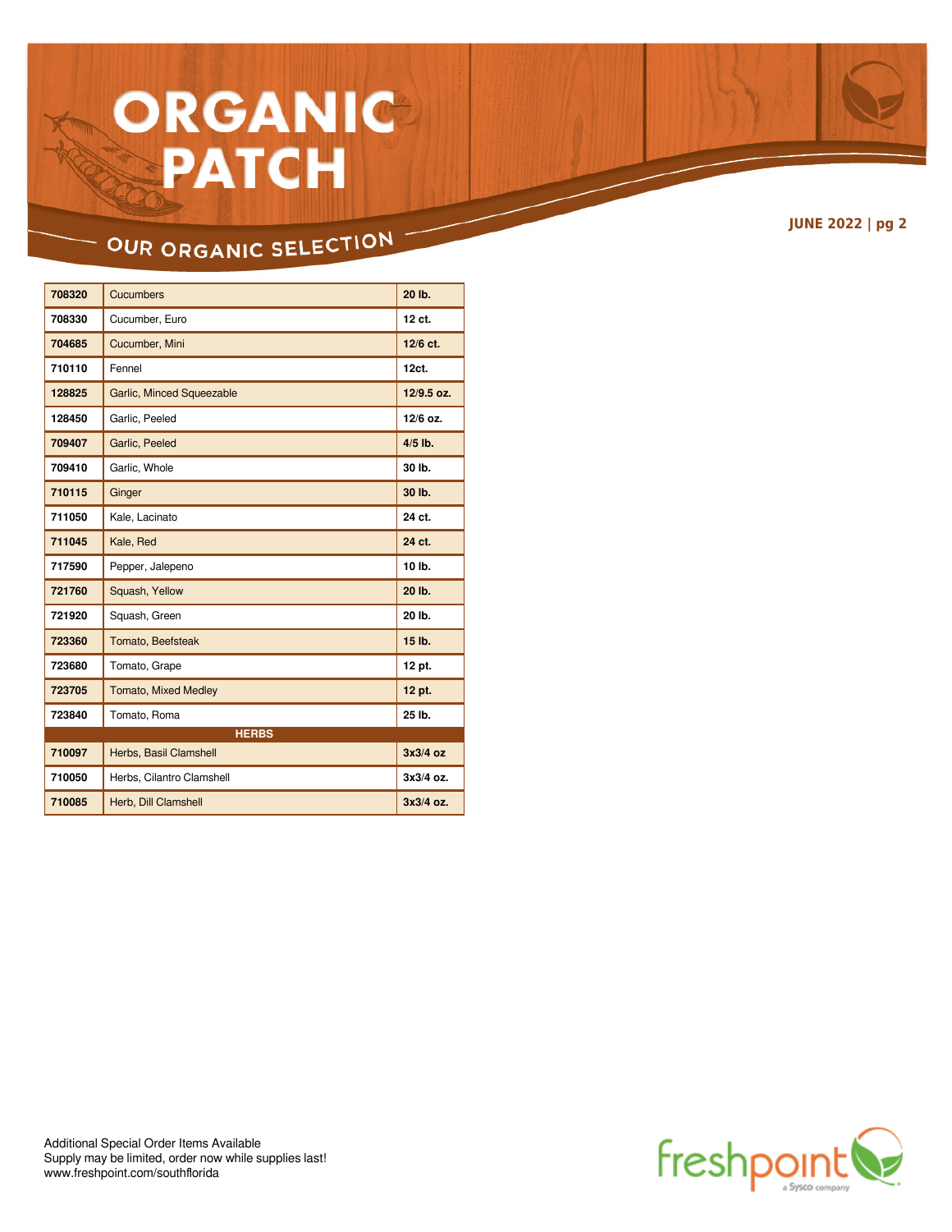# ORGANIC PATCH

## OUR ORGANIC SELECTION

JUNE 2022 | pg 2

| | | |
|---|---|---|
| 708320 | Cucumbers | 20 lb. |
| 708330 | Cucumber, Euro | 12 ct. |
| 704685 | Cucumber, Mini | 12/6 ct. |
| 710110 | Fennel | 12ct. |
| 128825 | Garlic, Minced Squeezable | 12/9.5 oz. |
| 128450 | Garlic, Peeled | 12/6 oz. |
| 709407 | Garlic, Peeled | 4/5 lb. |
| 709410 | Garlic, Whole | 30 lb. |
| 710115 | Ginger | 30 lb. |
| 711050 | Kale, Lacinato | 24 ct. |
| 711045 | Kale, Red | 24 ct. |
| 717590 | Pepper, Jalepeno | 10 lb. |
| 721760 | Squash, Yellow | 20 lb. |
| 721920 | Squash, Green | 20 lb. |
| 723360 | Tomato, Beefsteak | 15 lb. |
| 723680 | Tomato, Grape | 12 pt. |
| 723705 | Tomato, Mixed Medley | 12 pt. |
| 723840 | Tomato, Roma | 25 lb. |
| | **HERBS** | |
| 710097 | Herbs, Basil Clamshell | 3x3/4 oz |
| 710050 | Herbs, Cilantro Clamshell | 3x3/4 oz. |
| 710085 | Herb, Dill Clamshell | 3x3/4 oz. |

Additional Special Order Items Available
Supply may be limited, order now while supplies last!
www.freshpoint.com/southflorida

freshpoint a Sysco company